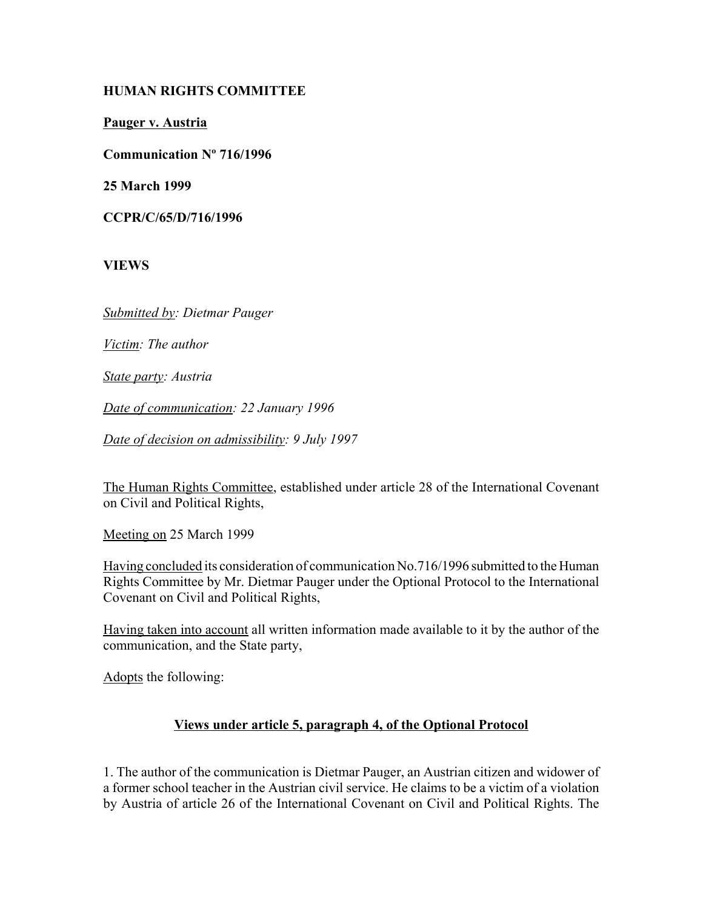**HUMAN RIGHTS COMMITTEE**

**Pauger v. Austria**

**Communication Nº 716/1996**

**25 March 1999**

**CCPR/C/65/D/716/1996**

**VIEWS**

*Submitted by: Dietmar Pauger*

*Victim: The author*

*State party: Austria*

*Date of communication: 22 January 1996*

*Date of decision on admissibility: 9 July 1997*

The Human Rights Committee, established under article 28 of the International Covenant on Civil and Political Rights,

Meeting on 25 March 1999

Having concluded its consideration of communication No.716/1996 submitted to the Human Rights Committee by Mr. Dietmar Pauger under the Optional Protocol to the International Covenant on Civil and Political Rights,

Having taken into account all written information made available to it by the author of the communication, and the State party,

Adopts the following:

**Views under article 5, paragraph 4, of the Optional Protocol**

1. The author of the communication is Dietmar Pauger, an Austrian citizen and widower of a former school teacher in the Austrian civil service. He claims to be a victim of a violation by Austria of article 26 of the International Covenant on Civil and Political Rights. The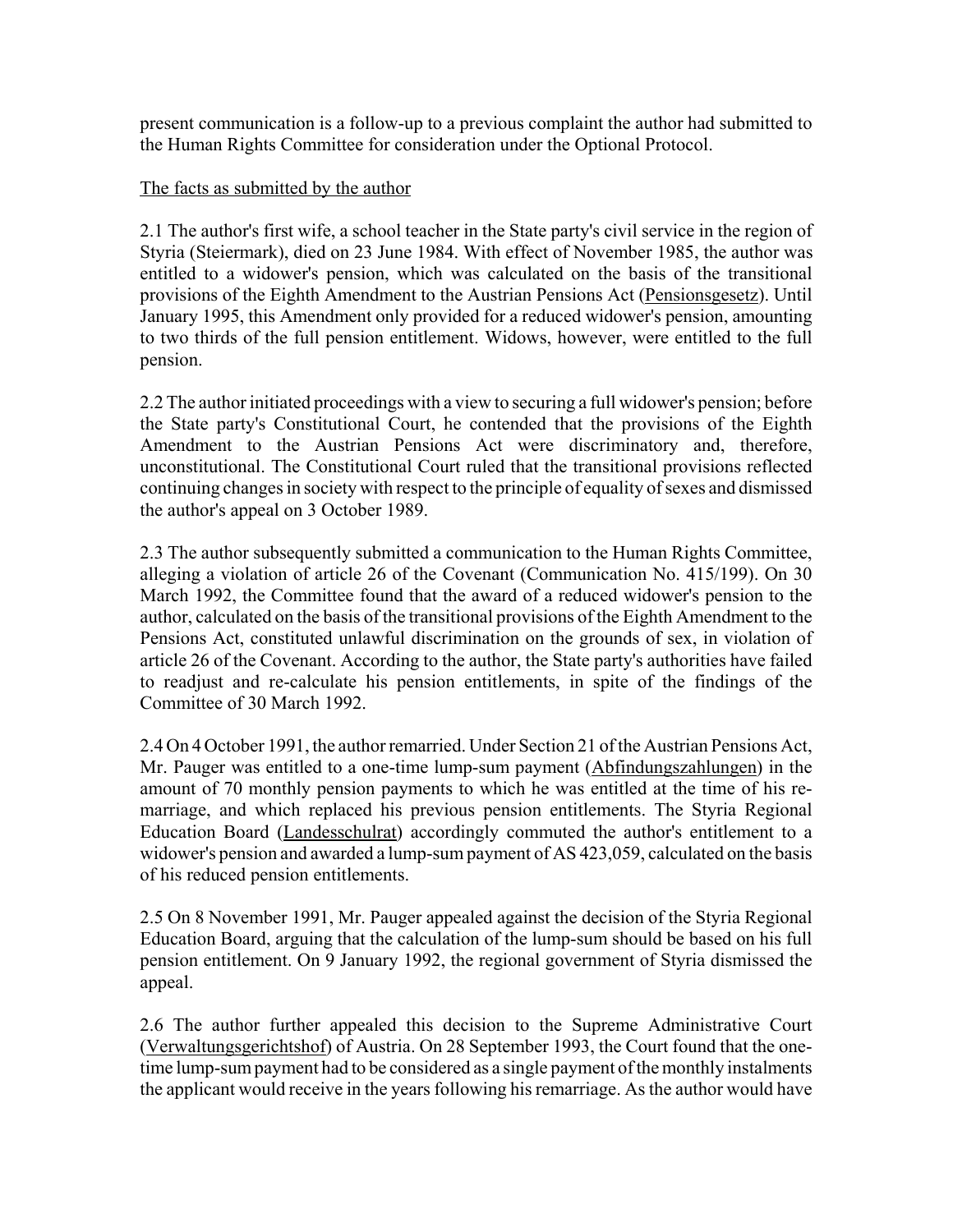present communication is a follow-up to a previous complaint the author had submitted to the Human Rights Committee for consideration under the Optional Protocol.

The facts as submitted by the author

2.1 The author's first wife, a school teacher in the State party's civil service in the region of Styria (Steiermark), died on 23 June 1984. With effect of November 1985, the author was entitled to a widower's pension, which was calculated on the basis of the transitional provisions of the Eighth Amendment to the Austrian Pensions Act (Pensionsgesetz). Until January 1995, this Amendment only provided for a reduced widower's pension, amounting to two thirds of the full pension entitlement. Widows, however, were entitled to the full pension.

2.2 The author initiated proceedings with a view to securing a full widower's pension; before the State party's Constitutional Court, he contended that the provisions of the Eighth Amendment to the Austrian Pensions Act were discriminatory and, therefore, unconstitutional. The Constitutional Court ruled that the transitional provisions reflected continuing changes in society with respect to the principle of equality of sexes and dismissed the author's appeal on 3 October 1989.

2.3 The author subsequently submitted a communication to the Human Rights Committee, alleging a violation of article 26 of the Covenant (Communication No. 415/199). On 30 March 1992, the Committee found that the award of a reduced widower's pension to the author, calculated on the basis of the transitional provisions of the Eighth Amendment to the Pensions Act, constituted unlawful discrimination on the grounds of sex, in violation of article 26 of the Covenant. According to the author, the State party's authorities have failed to readjust and re-calculate his pension entitlements, in spite of the findings of the Committee of 30 March 1992.

2.4 On 4 October 1991, the author remarried. Under Section 21 of the Austrian Pensions Act, Mr. Pauger was entitled to a one-time lump-sum payment (Abfindungszahlungen) in the amount of 70 monthly pension payments to which he was entitled at the time of his re-marriage, and which replaced his previous pension entitlements. The Styria Regional Education Board (Landesschulrat) accordingly commuted the author's entitlement to a widower's pension and awarded a lump-sum payment of AS 423,059, calculated on the basis of his reduced pension entitlements.

2.5 On 8 November 1991, Mr. Pauger appealed against the decision of the Styria Regional Education Board, arguing that the calculation of the lump-sum should be based on his full pension entitlement. On 9 January 1992, the regional government of Styria dismissed the appeal.

2.6 The author further appealed this decision to the Supreme Administrative Court (Verwaltungsgerichtshof) of Austria. On 28 September 1993, the Court found that the one-time lump-sum payment had to be considered as a single payment of the monthly instalments the applicant would receive in the years following his remarriage. As the author would have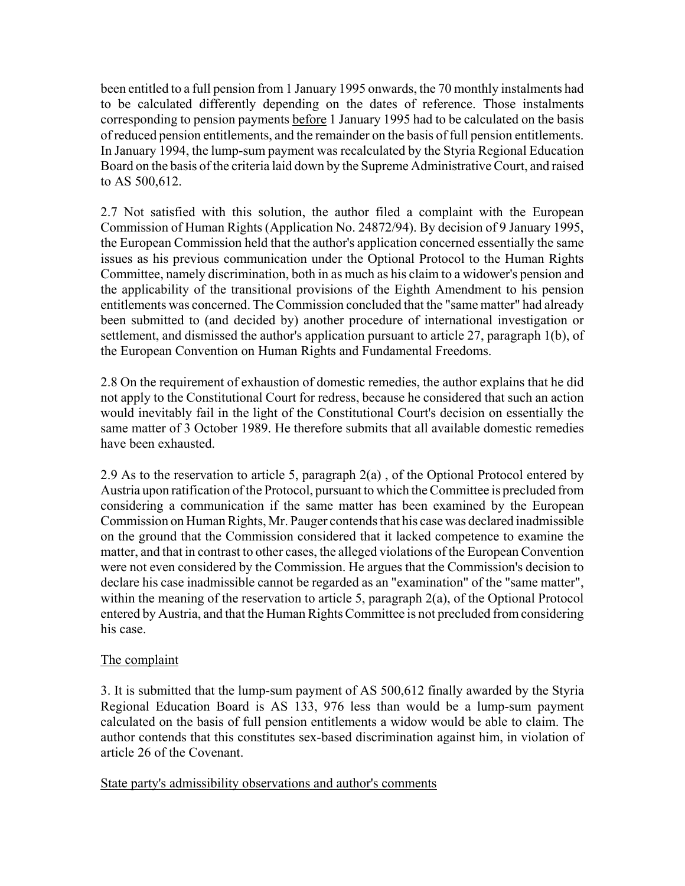been entitled to a full pension from 1 January 1995 onwards, the 70 monthly instalments had to be calculated differently depending on the dates of reference. Those instalments corresponding to pension payments before 1 January 1995 had to be calculated on the basis of reduced pension entitlements, and the remainder on the basis of full pension entitlements. In January 1994, the lump-sum payment was recalculated by the Styria Regional Education Board on the basis of the criteria laid down by the Supreme Administrative Court, and raised to AS 500,612.

2.7 Not satisfied with this solution, the author filed a complaint with the European Commission of Human Rights (Application No. 24872/94). By decision of 9 January 1995, the European Commission held that the author's application concerned essentially the same issues as his previous communication under the Optional Protocol to the Human Rights Committee, namely discrimination, both in as much as his claim to a widower's pension and the applicability of the transitional provisions of the Eighth Amendment to his pension entitlements was concerned. The Commission concluded that the "same matter" had already been submitted to (and decided by) another procedure of international investigation or settlement, and dismissed the author's application pursuant to article 27, paragraph 1(b), of the European Convention on Human Rights and Fundamental Freedoms.

2.8 On the requirement of exhaustion of domestic remedies, the author explains that he did not apply to the Constitutional Court for redress, because he considered that such an action would inevitably fail in the light of the Constitutional Court's decision on essentially the same matter of 3 October 1989. He therefore submits that all available domestic remedies have been exhausted.

2.9 As to the reservation to article 5, paragraph 2(a) , of the Optional Protocol entered by Austria upon ratification of the Protocol, pursuant to which the Committee is precluded from considering a communication if the same matter has been examined by the European Commission on Human Rights, Mr. Pauger contends that his case was declared inadmissible on the ground that the Commission considered that it lacked competence to examine the matter, and that in contrast to other cases, the alleged violations of the European Convention were not even considered by the Commission. He argues that the Commission's decision to declare his case inadmissible cannot be regarded as an "examination" of the "same matter", within the meaning of the reservation to article 5, paragraph 2(a), of the Optional Protocol entered by Austria, and that the Human Rights Committee is not precluded from considering his case.

## The complaint

3. It is submitted that the lump-sum payment of AS 500,612 finally awarded by the Styria Regional Education Board is AS 133, 976 less than would be a lump-sum payment calculated on the basis of full pension entitlements a widow would be able to claim. The author contends that this constitutes sex-based discrimination against him, in violation of article 26 of the Covenant.

## State party's admissibility observations and author's comments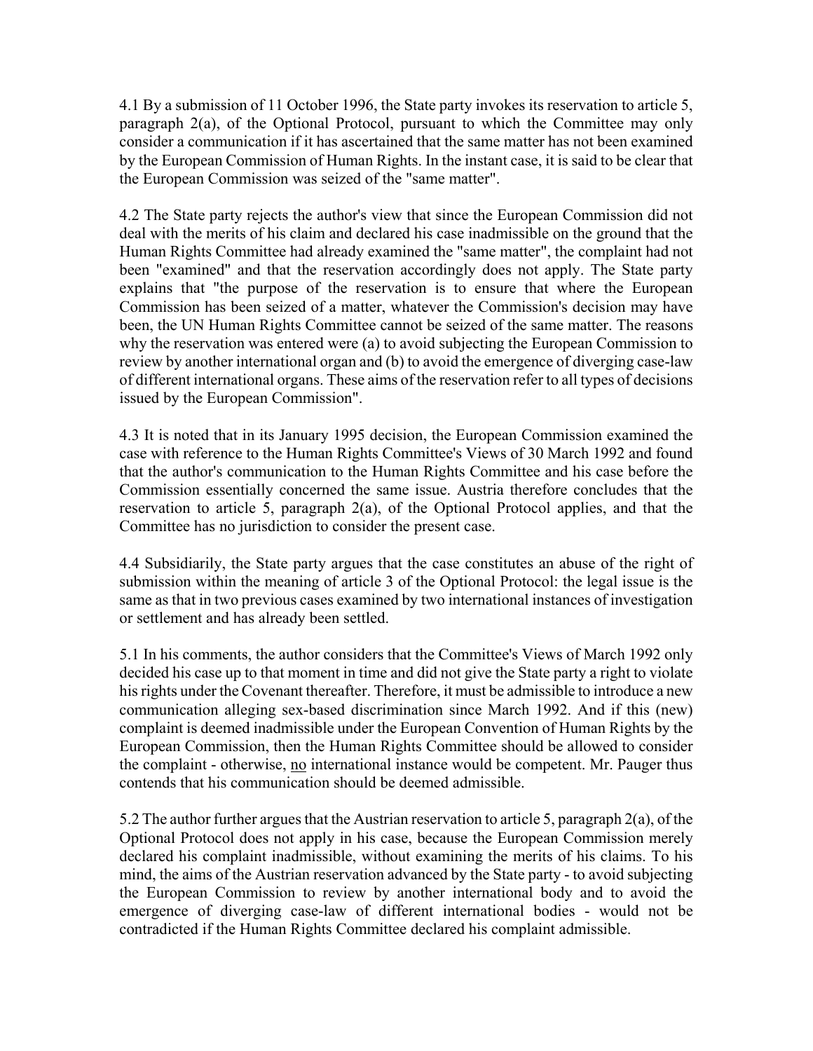4.1 By a submission of 11 October 1996, the State party invokes its reservation to article 5, paragraph 2(a), of the Optional Protocol, pursuant to which the Committee may only consider a communication if it has ascertained that the same matter has not been examined by the European Commission of Human Rights. In the instant case, it is said to be clear that the European Commission was seized of the "same matter".

4.2 The State party rejects the author's view that since the European Commission did not deal with the merits of his claim and declared his case inadmissible on the ground that the Human Rights Committee had already examined the "same matter", the complaint had not been "examined" and that the reservation accordingly does not apply. The State party explains that "the purpose of the reservation is to ensure that where the European Commission has been seized of a matter, whatever the Commission's decision may have been, the UN Human Rights Committee cannot be seized of the same matter. The reasons why the reservation was entered were (a) to avoid subjecting the European Commission to review by another international organ and (b) to avoid the emergence of diverging case-law of different international organs. These aims of the reservation refer to all types of decisions issued by the European Commission".

4.3 It is noted that in its January 1995 decision, the European Commission examined the case with reference to the Human Rights Committee's Views of 30 March 1992 and found that the author's communication to the Human Rights Committee and his case before the Commission essentially concerned the same issue. Austria therefore concludes that the reservation to article 5, paragraph 2(a), of the Optional Protocol applies, and that the Committee has no jurisdiction to consider the present case.

4.4 Subsidiarily, the State party argues that the case constitutes an abuse of the right of submission within the meaning of article 3 of the Optional Protocol: the legal issue is the same as that in two previous cases examined by two international instances of investigation or settlement and has already been settled.

5.1 In his comments, the author considers that the Committee's Views of March 1992 only decided his case up to that moment in time and did not give the State party a right to violate his rights under the Covenant thereafter. Therefore, it must be admissible to introduce a new communication alleging sex-based discrimination since March 1992. And if this (new) complaint is deemed inadmissible under the European Convention of Human Rights by the European Commission, then the Human Rights Committee should be allowed to consider the complaint - otherwise, no international instance would be competent. Mr. Pauger thus contends that his communication should be deemed admissible.

5.2 The author further argues that the Austrian reservation to article 5, paragraph 2(a), of the Optional Protocol does not apply in his case, because the European Commission merely declared his complaint inadmissible, without examining the merits of his claims. To his mind, the aims of the Austrian reservation advanced by the State party - to avoid subjecting the European Commission to review by another international body and to avoid the emergence of diverging case-law of different international bodies - would not be contradicted if the Human Rights Committee declared his complaint admissible.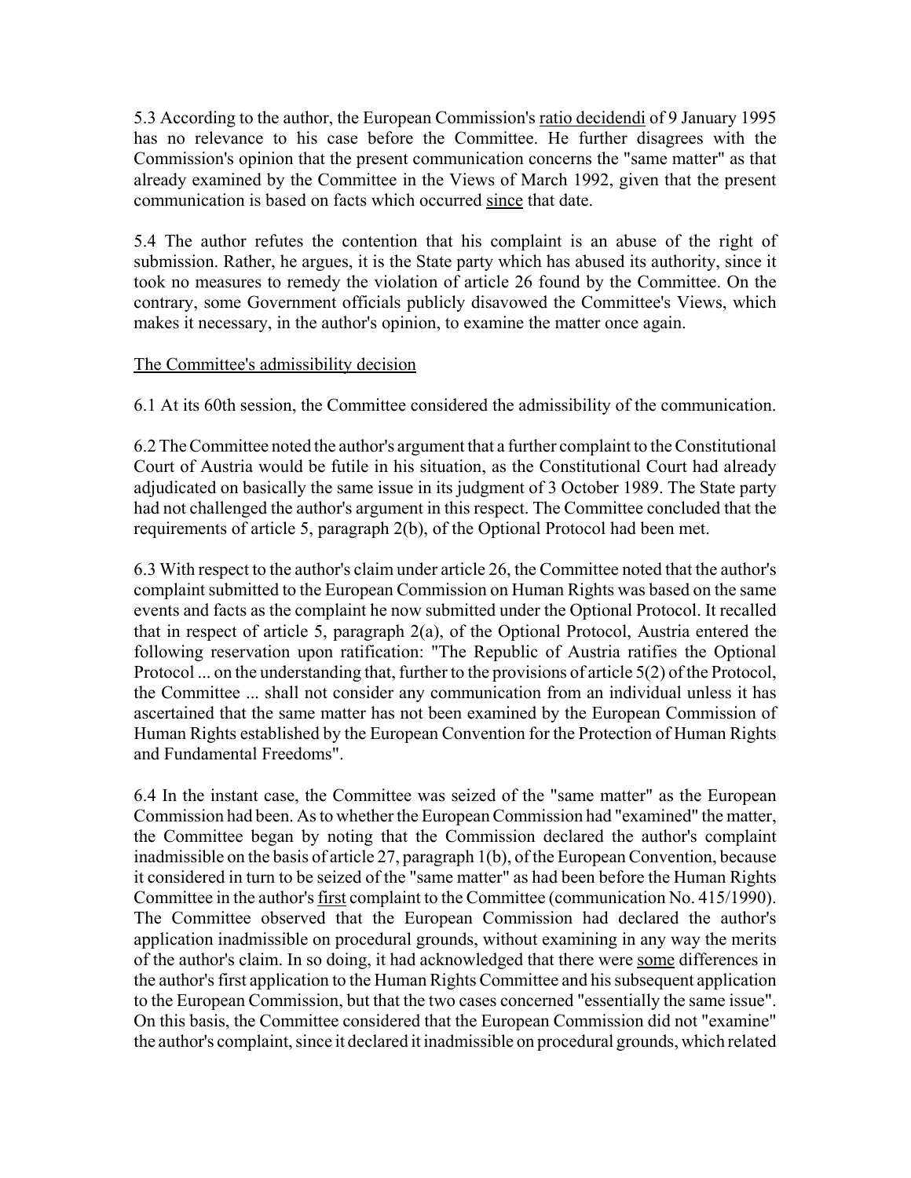5.3 According to the author, the European Commission's ratio decidendi of 9 January 1995 has no relevance to his case before the Committee. He further disagrees with the Commission's opinion that the present communication concerns the "same matter" as that already examined by the Committee in the Views of March 1992, given that the present communication is based on facts which occurred since that date.

5.4 The author refutes the contention that his complaint is an abuse of the right of submission. Rather, he argues, it is the State party which has abused its authority, since it took no measures to remedy the violation of article 26 found by the Committee. On the contrary, some Government officials publicly disavowed the Committee's Views, which makes it necessary, in the author's opinion, to examine the matter once again.

The Committee's admissibility decision

6.1 At its 60th session, the Committee considered the admissibility of the communication.

6.2 The Committee noted the author's argument that a further complaint to the Constitutional Court of Austria would be futile in his situation, as the Constitutional Court had already adjudicated on basically the same issue in its judgment of 3 October 1989. The State party had not challenged the author's argument in this respect. The Committee concluded that the requirements of article 5, paragraph 2(b), of the Optional Protocol had been met.

6.3 With respect to the author's claim under article 26, the Committee noted that the author's complaint submitted to the European Commission on Human Rights was based on the same events and facts as the complaint he now submitted under the Optional Protocol. It recalled that in respect of article 5, paragraph 2(a), of the Optional Protocol, Austria entered the following reservation upon ratification: "The Republic of Austria ratifies the Optional Protocol ... on the understanding that, further to the provisions of article 5(2) of the Protocol, the Committee ... shall not consider any communication from an individual unless it has ascertained that the same matter has not been examined by the European Commission of Human Rights established by the European Convention for the Protection of Human Rights and Fundamental Freedoms".

6.4 In the instant case, the Committee was seized of the "same matter" as the European Commission had been. As to whether the European Commission had "examined" the matter, the Committee began by noting that the Commission declared the author's complaint inadmissible on the basis of article 27, paragraph 1(b), of the European Convention, because it considered in turn to be seized of the "same matter" as had been before the Human Rights Committee in the author's first complaint to the Committee (communication No. 415/1990). The Committee observed that the European Commission had declared the author's application inadmissible on procedural grounds, without examining in any way the merits of the author's claim. In so doing, it had acknowledged that there were some differences in the author's first application to the Human Rights Committee and his subsequent application to the European Commission, but that the two cases concerned "essentially the same issue". On this basis, the Committee considered that the European Commission did not "examine" the author's complaint, since it declared it inadmissible on procedural grounds, which related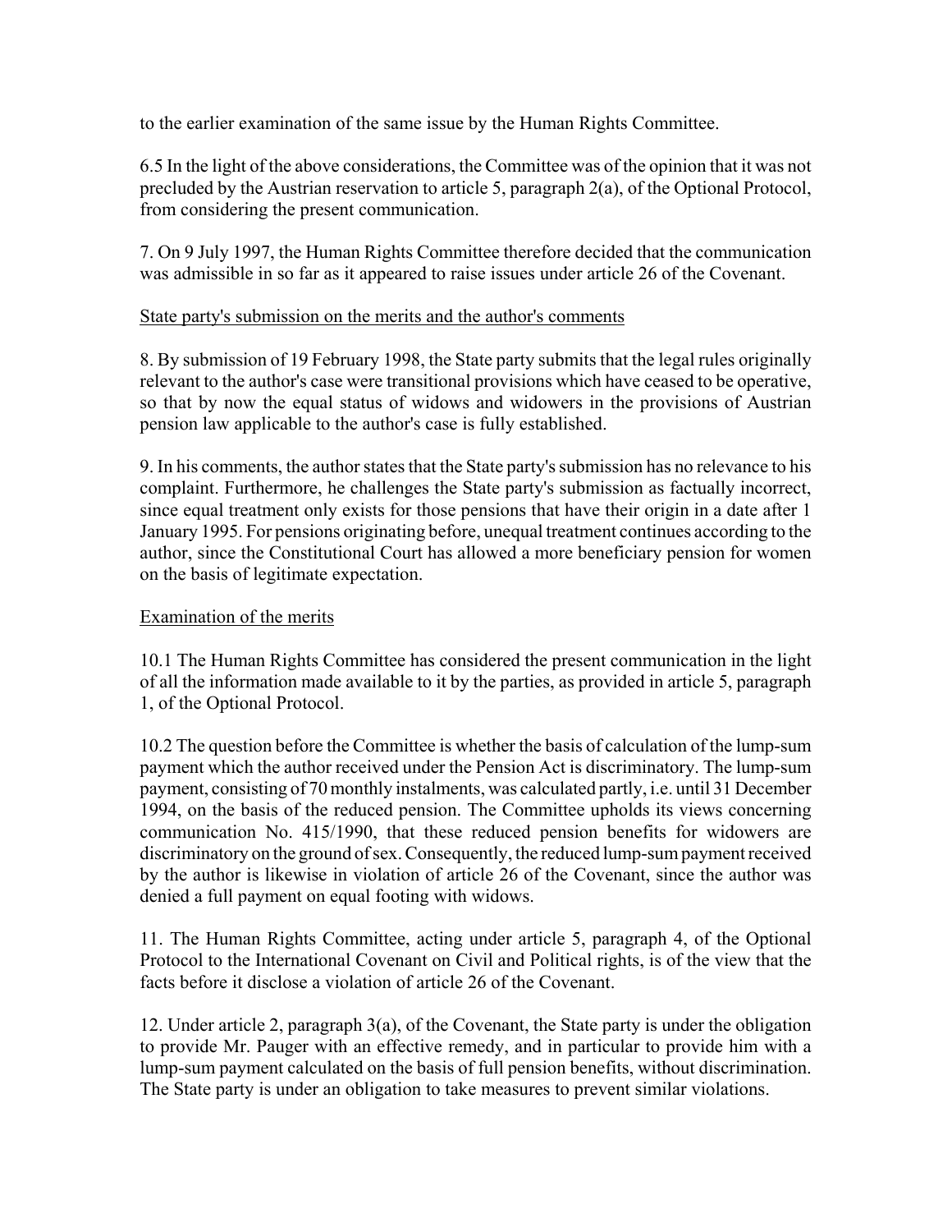to the earlier examination of the same issue by the Human Rights Committee.

6.5 In the light of the above considerations, the Committee was of the opinion that it was not precluded by the Austrian reservation to article 5, paragraph 2(a), of the Optional Protocol, from considering the present communication.

7. On 9 July 1997, the Human Rights Committee therefore decided that the communication was admissible in so far as it appeared to raise issues under article 26 of the Covenant.

State party's submission on the merits and the author's comments

8. By submission of 19 February 1998, the State party submits that the legal rules originally relevant to the author's case were transitional provisions which have ceased to be operative, so that by now the equal status of widows and widowers in the provisions of Austrian pension law applicable to the author's case is fully established.

9. In his comments, the author states that the State party's submission has no relevance to his complaint. Furthermore, he challenges the State party's submission as factually incorrect, since equal treatment only exists for those pensions that have their origin in a date after 1 January 1995. For pensions originating before, unequal treatment continues according to the author, since the Constitutional Court has allowed a more beneficiary pension for women on the basis of legitimate expectation.

Examination of the merits

10.1 The Human Rights Committee has considered the present communication in the light of all the information made available to it by the parties, as provided in article 5, paragraph 1, of the Optional Protocol.

10.2 The question before the Committee is whether the basis of calculation of the lump-sum payment which the author received under the Pension Act is discriminatory. The lump-sum payment, consisting of 70 monthly instalments, was calculated partly, i.e. until 31 December 1994, on the basis of the reduced pension. The Committee upholds its views concerning communication No. 415/1990, that these reduced pension benefits for widowers are discriminatory on the ground of sex. Consequently, the reduced lump-sum payment received by the author is likewise in violation of article 26 of the Covenant, since the author was denied a full payment on equal footing with widows.

11. The Human Rights Committee, acting under article 5, paragraph 4, of the Optional Protocol to the International Covenant on Civil and Political rights, is of the view that the facts before it disclose a violation of article 26 of the Covenant.

12. Under article 2, paragraph 3(a), of the Covenant, the State party is under the obligation to provide Mr. Pauger with an effective remedy, and in particular to provide him with a lump-sum payment calculated on the basis of full pension benefits, without discrimination. The State party is under an obligation to take measures to prevent similar violations.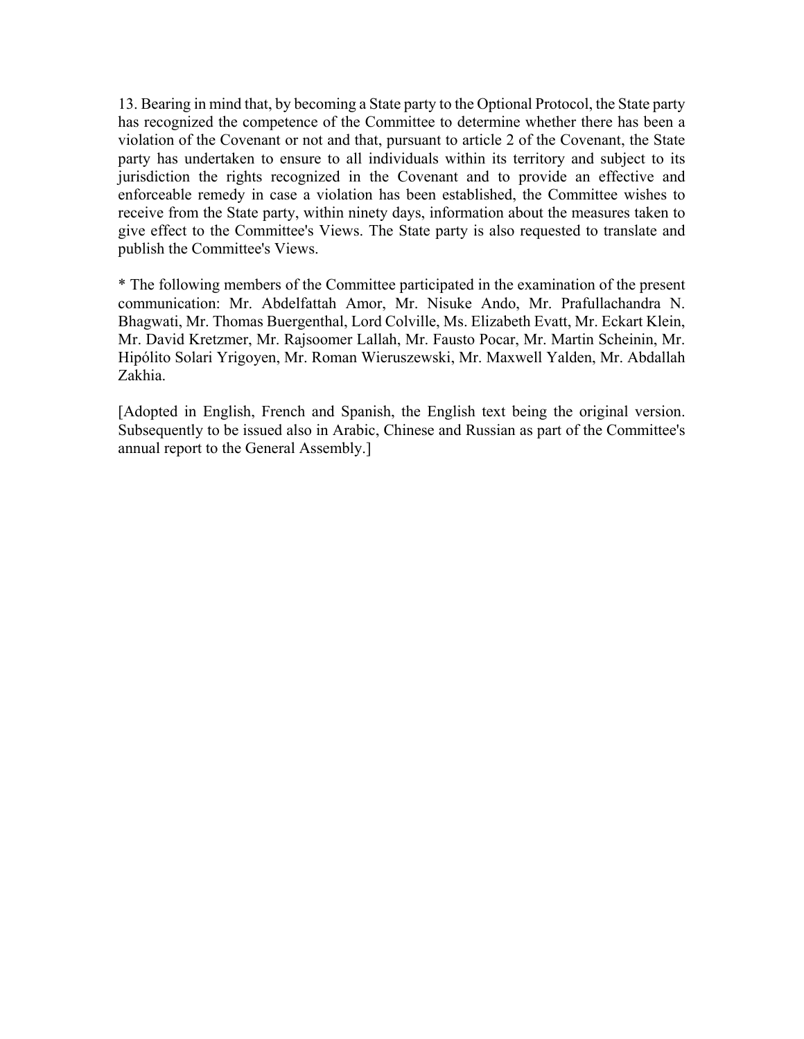13. Bearing in mind that, by becoming a State party to the Optional Protocol, the State party has recognized the competence of the Committee to determine whether there has been a violation of the Covenant or not and that, pursuant to article 2 of the Covenant, the State party has undertaken to ensure to all individuals within its territory and subject to its jurisdiction the rights recognized in the Covenant and to provide an effective and enforceable remedy in case a violation has been established, the Committee wishes to receive from the State party, within ninety days, information about the measures taken to give effect to the Committee's Views. The State party is also requested to translate and publish the Committee's Views.

* The following members of the Committee participated in the examination of the present communication: Mr. Abdelfattah Amor, Mr. Nisuke Ando, Mr. Prafullachandra N. Bhagwati, Mr. Thomas Buergenthal, Lord Colville, Ms. Elizabeth Evatt, Mr. Eckart Klein, Mr. David Kretzmer, Mr. Rajsoomer Lallah, Mr. Fausto Pocar, Mr. Martin Scheinin, Mr. Hipólito Solari Yrigoyen, Mr. Roman Wieruszewski, Mr. Maxwell Yalden, Mr. Abdallah Zakhia.

[Adopted in English, French and Spanish, the English text being the original version. Subsequently to be issued also in Arabic, Chinese and Russian as part of the Committee's annual report to the General Assembly.]